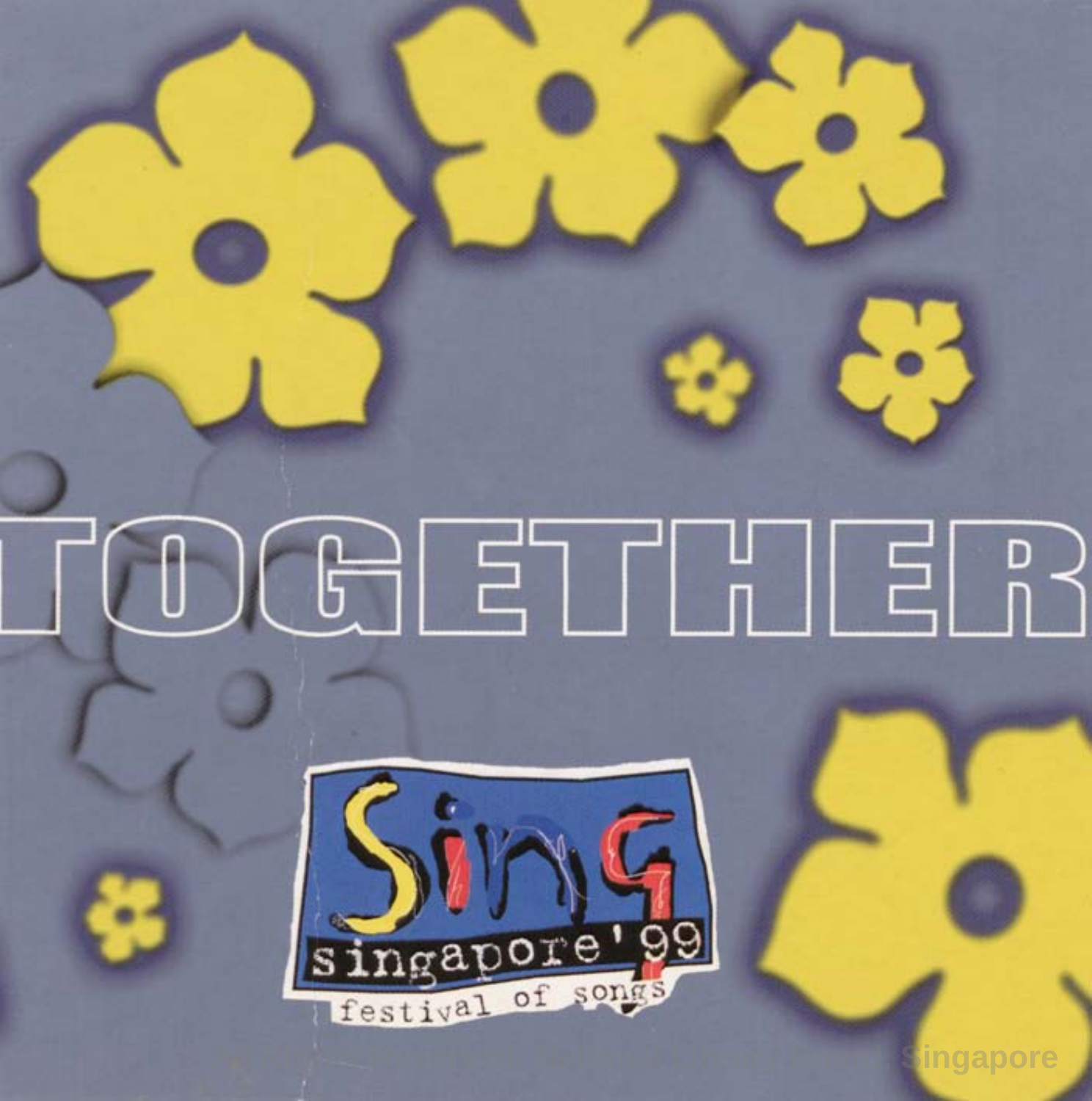# TOGETHER

Sing singapore '99

festival of songs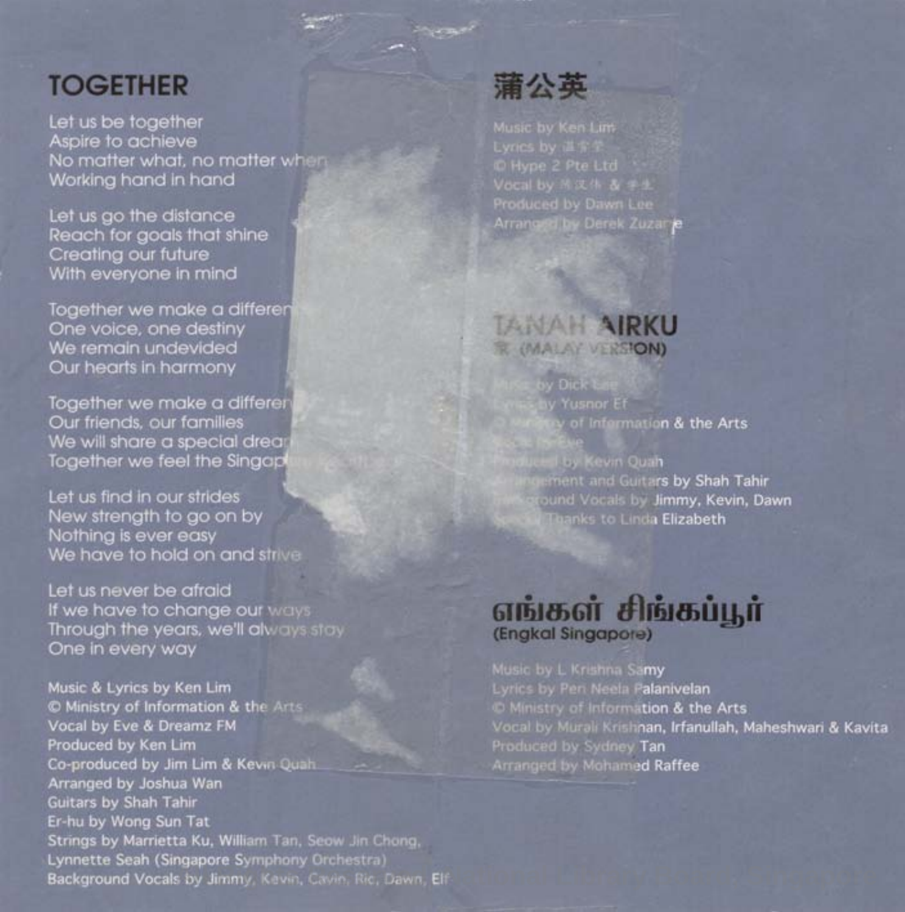## TOGETHER

Let us be together
Aspire to achieve
No matter what, no matter when
Working hand in hand

Let us go the distance
Reach for goals that shine
Creating our future
With everyone in mind

Together we make a difference
One voice, one destiny
We remain undevided
Our hearts in harmony

Together we make a difference
Our friends, our families
We will share a special dream
Together we feel the Singapore

Let us find in our strides
New strength to go on by
Nothing is ever easy
We have to hold on and strive

Let us never be afraid
If we have to change our ways
Through the years, we'll always stay
One in every way

Music & Lyrics by Ken Lim
© Ministry of Information & the Arts
Vocal by Eve & Dreamz FM
Produced by Ken Lim
Co-produced by Jim Lim & Kevin Quah
Arranged by Joshua Wan
Guitars by Shah Tahir
Er-hu by Wong Sun Tat
Strings by Marrietta Ku, William Tan, Seow Jin Chong, Lynnette Seah (Singapore Symphony Orchestra)
Background Vocals by Jimmy, Kevin, Cavin, Ric, Dawn, Elf

## 蒲公英

Music by Ken Lim
Lyrics by 潘青堂
© Hype 2 Pte Ltd
Vocal by 吴汉伟 & 学生
Produced by Dawn Lee
Arranged by Derek Zuzarte

## TANAH AIRKU

家 (MALAY VERSION)

Music by Dick Lee
Lyrics by Yusnor Ef
© Ministry of Information & the Arts
Vocal by Rahim
Produced by Kevin Quah
Arrangement and Guitars by Shah Tahir
Background Vocals by Jimmy, Kevin, Dawn
Special Thanks to Linda Elizabeth

## எங்கள் சிங்கப்பூர்

(Engkal Singapore)

Music by L Krishna Samy
Lyrics by Peri Neela Palanivelan
© Ministry of Information & the Arts
Vocal by Murali Krishnan, Irfanullah, Maheshwari & Kavita
Produced by Sydney Tan
Arranged by Mohamed Raffee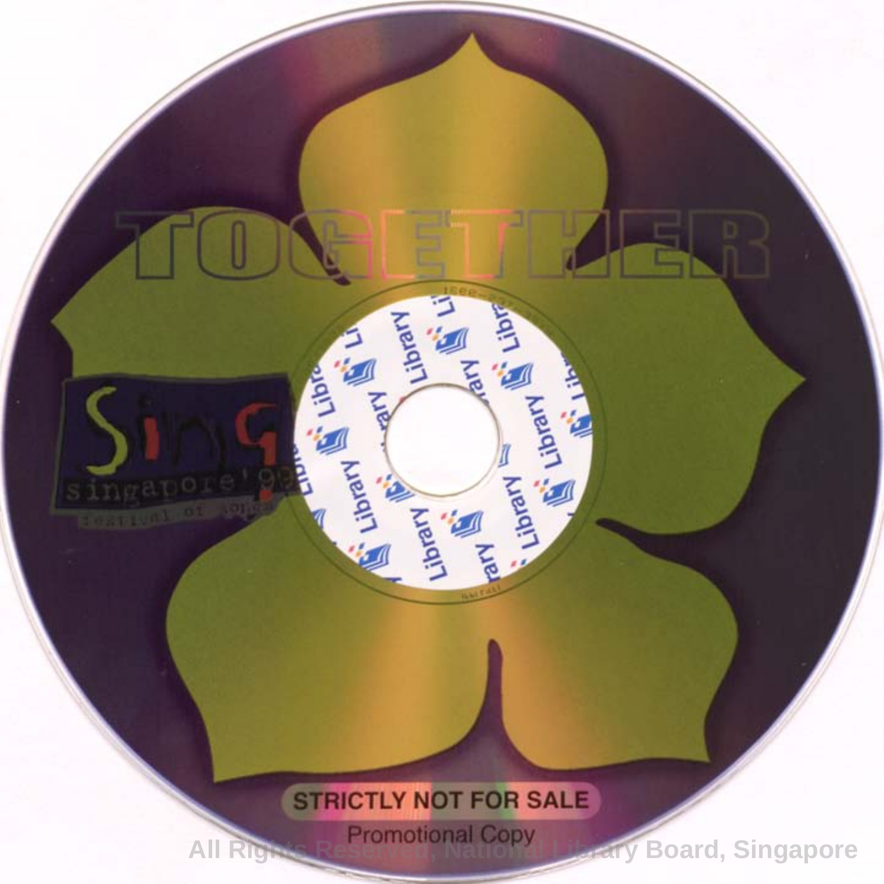# TOGETHER

Sing singapore '98

festival of songs

STRICTLY NOT FOR SALE

Promotional Copy

All Rights Reserved, National Library Board, Singapore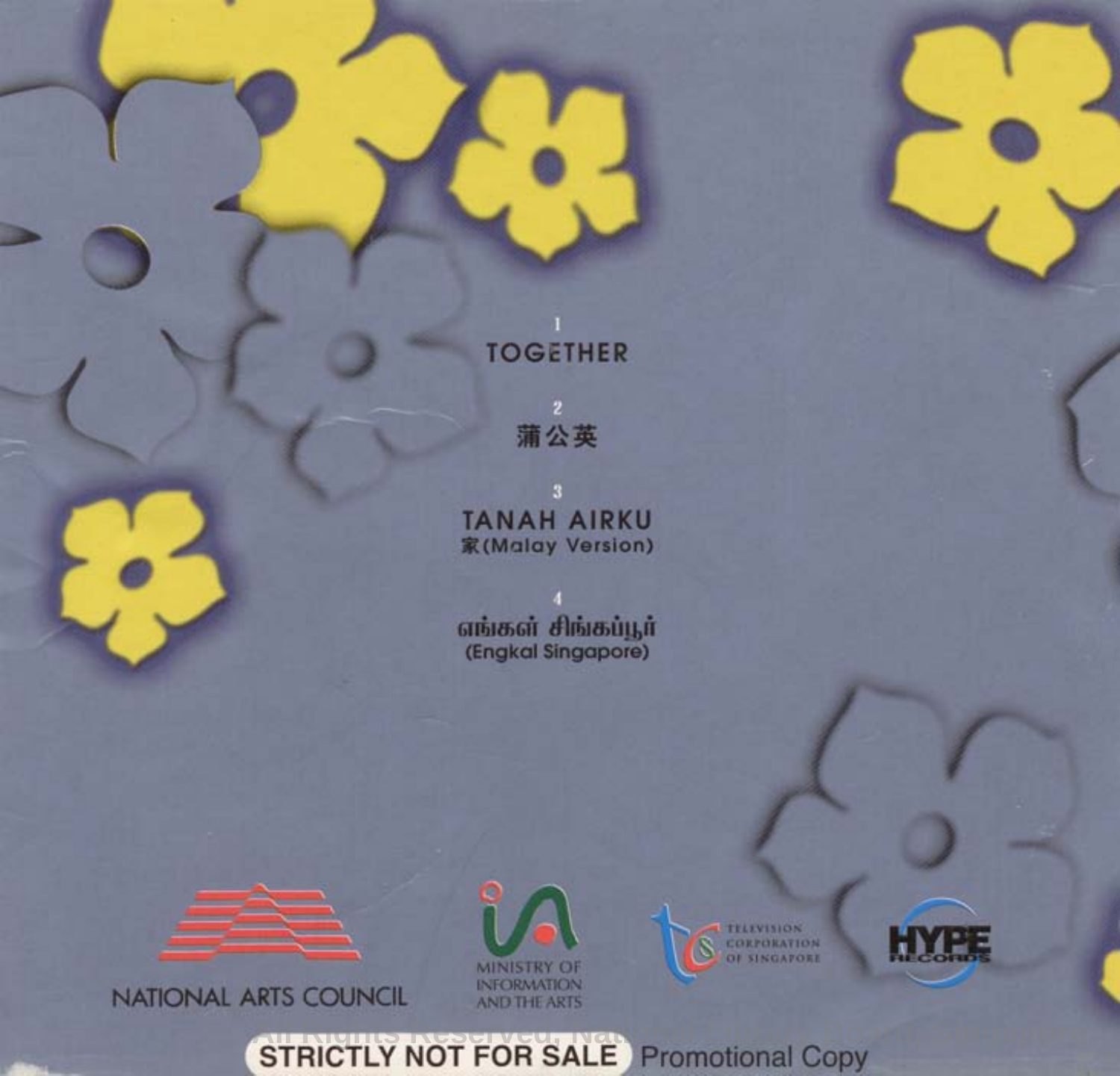1

**TOGETHER**

2

**蒲公英**

3

**TANAH AIRKU**

家(Malay Version)

4

**எங்கள் சிங்கப்பூர்**

(Engkal Singapore)

NATIONAL ARTS COUNCIL

MINISTRY OF INFORMATION AND THE ARTS

TELEVISION CORPORATION OF SINGAPORE

HYPE RECORDS

STRICTLY NOT FOR SALE Promotional Copy